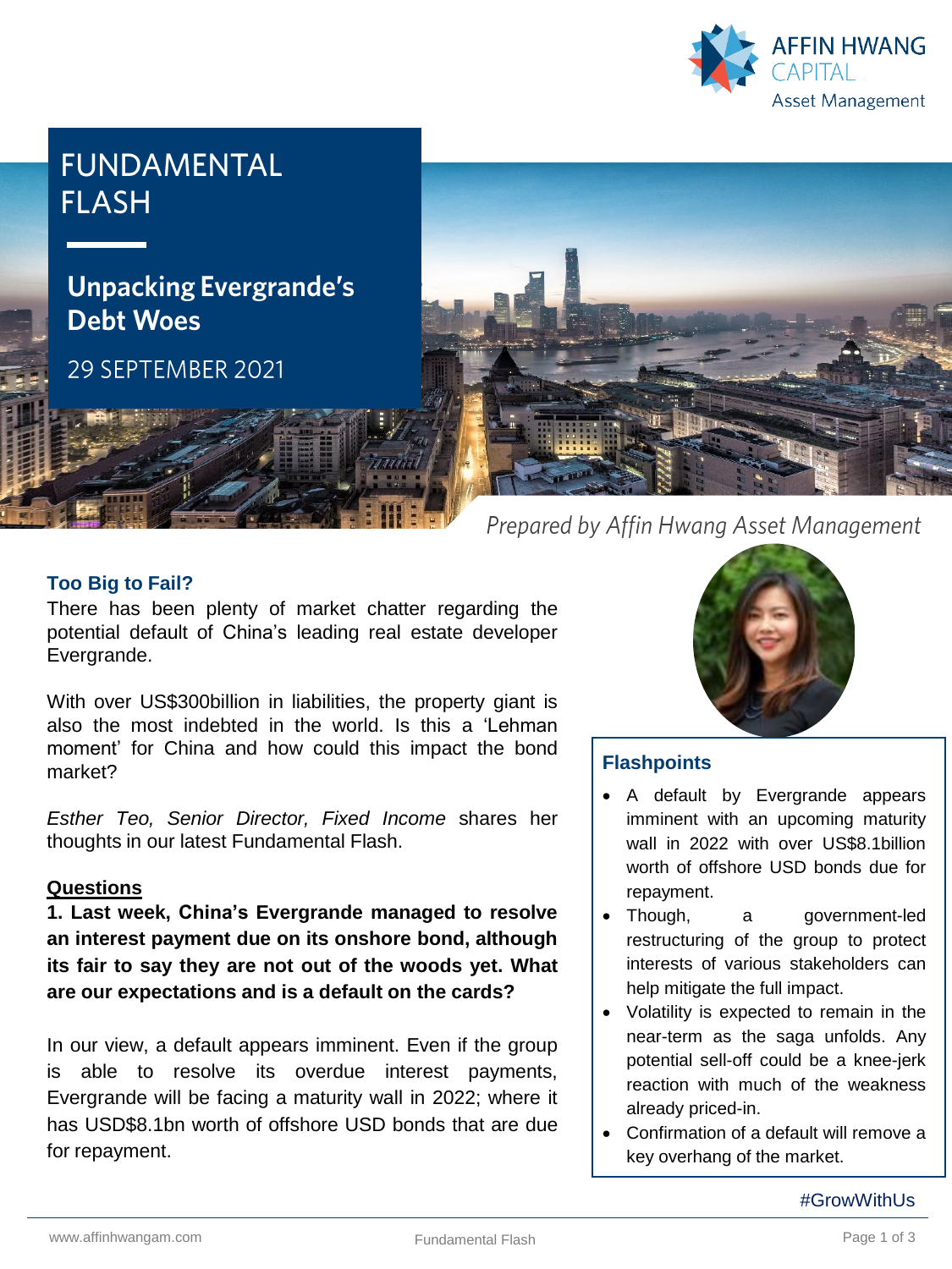# FUNDAMENTAL FLASH

## Unpacking Evergrande's Debt Woes

29 SEPTEMBER 2021

*Prepared by Affin Hwang Asset Management*

### Too Big to Fail?

There has been plenty of market chatter regarding the potential default of China's leading real estate developer Evergrande.

With over US$300billion in liabilities, the property giant is also the most indebted in the world. Is this a 'Lehman moment' for China and how could this impact the bond market?

*Esther Teo, Senior Director, Fixed Income* shares her thoughts in our latest Fundamental Flash.

### Flashpoints

- A default by Evergrande appears imminent with an upcoming maturity wall in 2022 with over US$8.1billion worth of offshore USD bonds due for repayment.
- Though, a government-led restructuring of the group to protect interests of various stakeholders can help mitigate the full impact.
- Volatility is expected to remain in the near-term as the saga unfolds. Any potential sell-off could be a knee-jerk reaction with much of the weakness already priced-in.
- Confirmation of a default will remove a key overhang of the market.

### Questions

**1. Last week, China's Evergrande managed to resolve an interest payment due on its onshore bond, although its fair to say they are not out of the woods yet. What are our expectations and is a default on the cards?**

In our view, a default appears imminent. Even if the group is able to resolve its overdue interest payments, Evergrande will be facing a maturity wall in 2022; where it has USD$8.1bn worth of offshore USD bonds that are due for repayment.

#GrowWithUs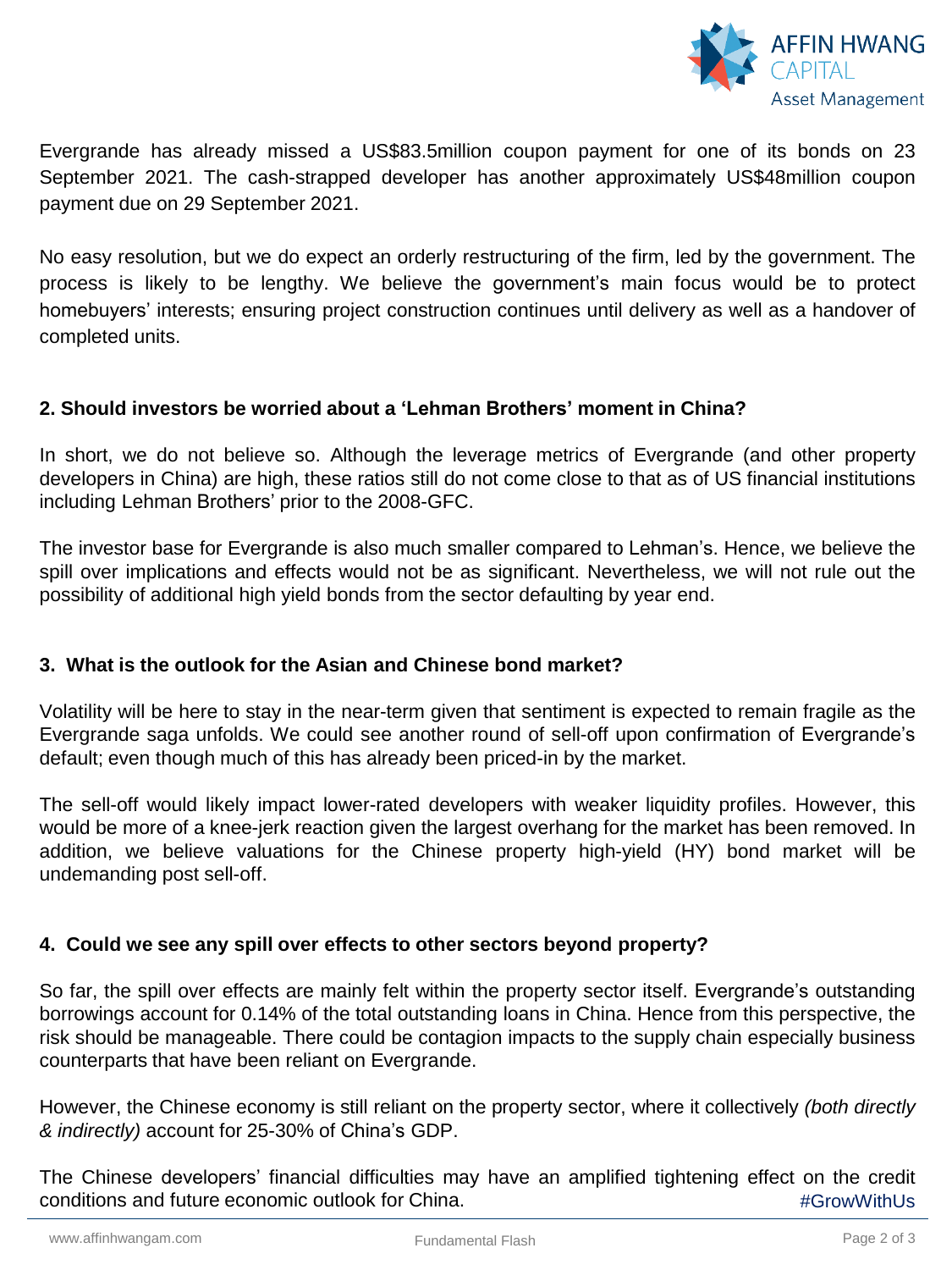Evergrande has already missed a US$83.5million coupon payment for one of its bonds on 23 September 2021. The cash-strapped developer has another approximately US$48million coupon payment due on 29 September 2021.

No easy resolution, but we do expect an orderly restructuring of the firm, led by the government. The process is likely to be lengthy. We believe the government's main focus would be to protect homebuyers' interests; ensuring project construction continues until delivery as well as a handover of completed units.

### 2. Should investors be worried about a 'Lehman Brothers' moment in China?

In short, we do not believe so. Although the leverage metrics of Evergrande (and other property developers in China) are high, these ratios still do not come close to that as of US financial institutions including Lehman Brothers' prior to the 2008-GFC.

The investor base for Evergrande is also much smaller compared to Lehman's. Hence, we believe the spill over implications and effects would not be as significant. Nevertheless, we will not rule out the possibility of additional high yield bonds from the sector defaulting by year end.

### 3. What is the outlook for the Asian and Chinese bond market?

Volatility will be here to stay in the near-term given that sentiment is expected to remain fragile as the Evergrande saga unfolds. We could see another round of sell-off upon confirmation of Evergrande's default; even though much of this has already been priced-in by the market.

The sell-off would likely impact lower-rated developers with weaker liquidity profiles. However, this would be more of a knee-jerk reaction given the largest overhang for the market has been removed. In addition, we believe valuations for the Chinese property high-yield (HY) bond market will be undemanding post sell-off.

### 4. Could we see any spill over effects to other sectors beyond property?

So far, the spill over effects are mainly felt within the property sector itself. Evergrande's outstanding borrowings account for 0.14% of the total outstanding loans in China. Hence from this perspective, the risk should be manageable. There could be contagion impacts to the supply chain especially business counterparts that have been reliant on Evergrande.

However, the Chinese economy is still reliant on the property sector, where it collectively *(both directly & indirectly)* account for 25-30% of China's GDP.

The Chinese developers' financial difficulties may have an amplified tightening effect on the credit conditions and future economic outlook for China.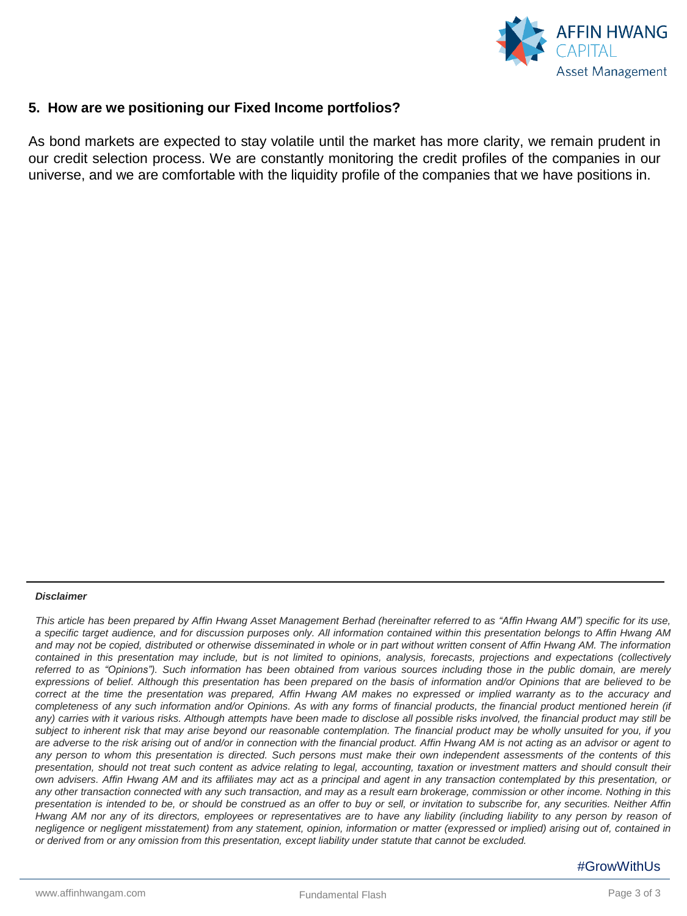## 5. How are we positioning our Fixed Income portfolios?

As bond markets are expected to stay volatile until the market has more clarity, we remain prudent in our credit selection process. We are constantly monitoring the credit profiles of the companies in our universe, and we are comfortable with the liquidity profile of the companies that we have positions in.

***Disclaimer***

*This article has been prepared by Affin Hwang Asset Management Berhad (hereinafter referred to as "Affin Hwang AM") specific for its use, a specific target audience, and for discussion purposes only. All information contained within this presentation belongs to Affin Hwang AM and may not be copied, distributed or otherwise disseminated in whole or in part without written consent of Affin Hwang AM. The information contained in this presentation may include, but is not limited to opinions, analysis, forecasts, projections and expectations (collectively referred to as "Opinions"). Such information has been obtained from various sources including those in the public domain, are merely expressions of belief. Although this presentation has been prepared on the basis of information and/or Opinions that are believed to be correct at the time the presentation was prepared, Affin Hwang AM makes no expressed or implied warranty as to the accuracy and completeness of any such information and/or Opinions. As with any forms of financial products, the financial product mentioned herein (if any) carries with it various risks. Although attempts have been made to disclose all possible risks involved, the financial product may still be subject to inherent risk that may arise beyond our reasonable contemplation. The financial product may be wholly unsuited for you, if you are adverse to the risk arising out of and/or in connection with the financial product. Affin Hwang AM is not acting as an advisor or agent to any person to whom this presentation is directed. Such persons must make their own independent assessments of the contents of this presentation, should not treat such content as advice relating to legal, accounting, taxation or investment matters and should consult their own advisers. Affin Hwang AM and its affiliates may act as a principal and agent in any transaction contemplated by this presentation, or any other transaction connected with any such transaction, and may as a result earn brokerage, commission or other income. Nothing in this presentation is intended to be, or should be construed as an offer to buy or sell, or invitation to subscribe for, any securities. Neither Affin Hwang AM nor any of its directors, employees or representatives are to have any liability (including liability to any person by reason of negligence or negligent misstatement) from any statement, opinion, information or matter (expressed or implied) arising out of, contained in or derived from or any omission from this presentation, except liability under statute that cannot be excluded.*

#GrowWithUs